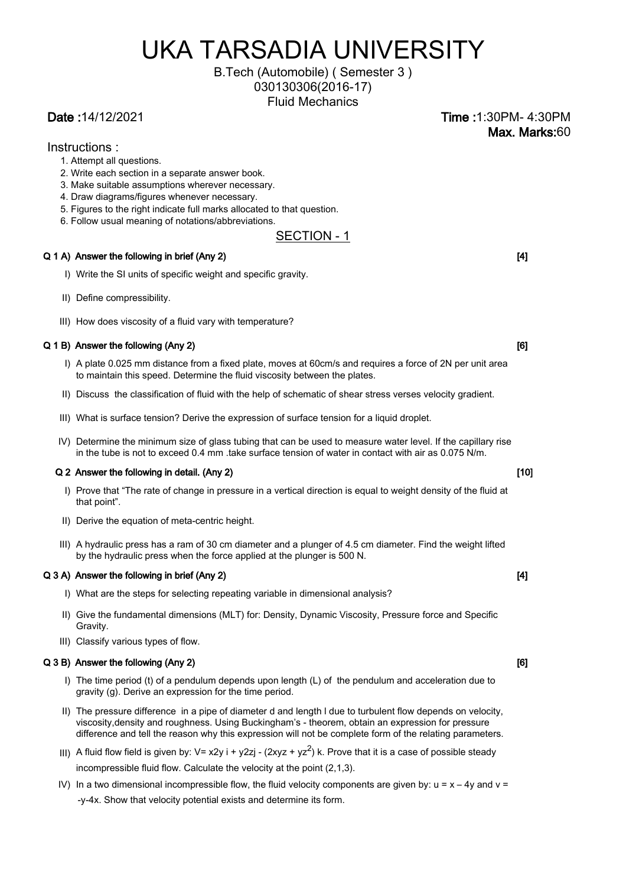# UKA TARSADIA UNIVERSITY

B.Tech (Automobile) ( Semester 3 )
030130306(2016-17)
Fluid Mechanics

**Date :** 14/12/2021 **Time :** 1:30PM- 4:30PM
**Max. Marks:** 60

Instructions :

1. Attempt all questions.
2. Write each section in a separate answer book.
3. Make suitable assumptions wherever necessary.
4. Draw diagrams/figures whenever necessary.
5. Figures to the right indicate full marks allocated to that question.
6. Follow usual meaning of notations/abbreviations.

## SECTION - 1

**Q 1 A) Answer the following in brief (Any 2)** **[4]**

I) Write the SI units of specific weight and specific gravity.

II) Define compressibility.

III) How does viscosity of a fluid vary with temperature?

**Q 1 B) Answer the following (Any 2)** **[6]**

I) A plate 0.025 mm distance from a fixed plate, moves at 60cm/s and requires a force of 2N per unit area to maintain this speed. Determine the fluid viscosity between the plates.

II) Discuss the classification of fluid with the help of schematic of shear stress verses velocity gradient.

III) What is surface tension? Derive the expression of surface tension for a liquid droplet.

IV) Determine the minimum size of glass tubing that can be used to measure water level. If the capillary rise in the tube is not to exceed 0.4 mm .take surface tension of water in contact with air as 0.075 N/m.

**Q 2 Answer the following in detail. (Any 2)** **[10]**

I) Prove that "The rate of change in pressure in a vertical direction is equal to weight density of the fluid at that point".

II) Derive the equation of meta-centric height.

III) A hydraulic press has a ram of 30 cm diameter and a plunger of 4.5 cm diameter. Find the weight lifted by the hydraulic press when the force applied at the plunger is 500 N.

**Q 3 A) Answer the following in brief (Any 2)** **[4]**

I) What are the steps for selecting repeating variable in dimensional analysis?

II) Give the fundamental dimensions (MLT) for: Density, Dynamic Viscosity, Pressure force and Specific Gravity.

III) Classify various types of flow.

**Q 3 B) Answer the following (Any 2)** **[6]**

I) The time period (t) of a pendulum depends upon length (L) of the pendulum and acceleration due to gravity (g). Derive an expression for the time period.

II) The pressure difference in a pipe of diameter d and length l due to turbulent flow depends on velocity, viscosity,density and roughness. Using Buckingham's - theorem, obtain an expression for pressure difference and tell the reason why this expression will not be complete form of the relating parameters.

III) A fluid flow field is given by: $V = x^2y\, i + y^2z\, j - (2xyz + yz^2)\, k$. Prove that it is a case of possible steady incompressible fluid flow. Calculate the velocity at the point (2,1,3).

IV) In a two dimensional incompressible flow, the fluid velocity components are given by: $u = x - 4y$ and $v = -y - 4x$. Show that velocity potential exists and determine its form.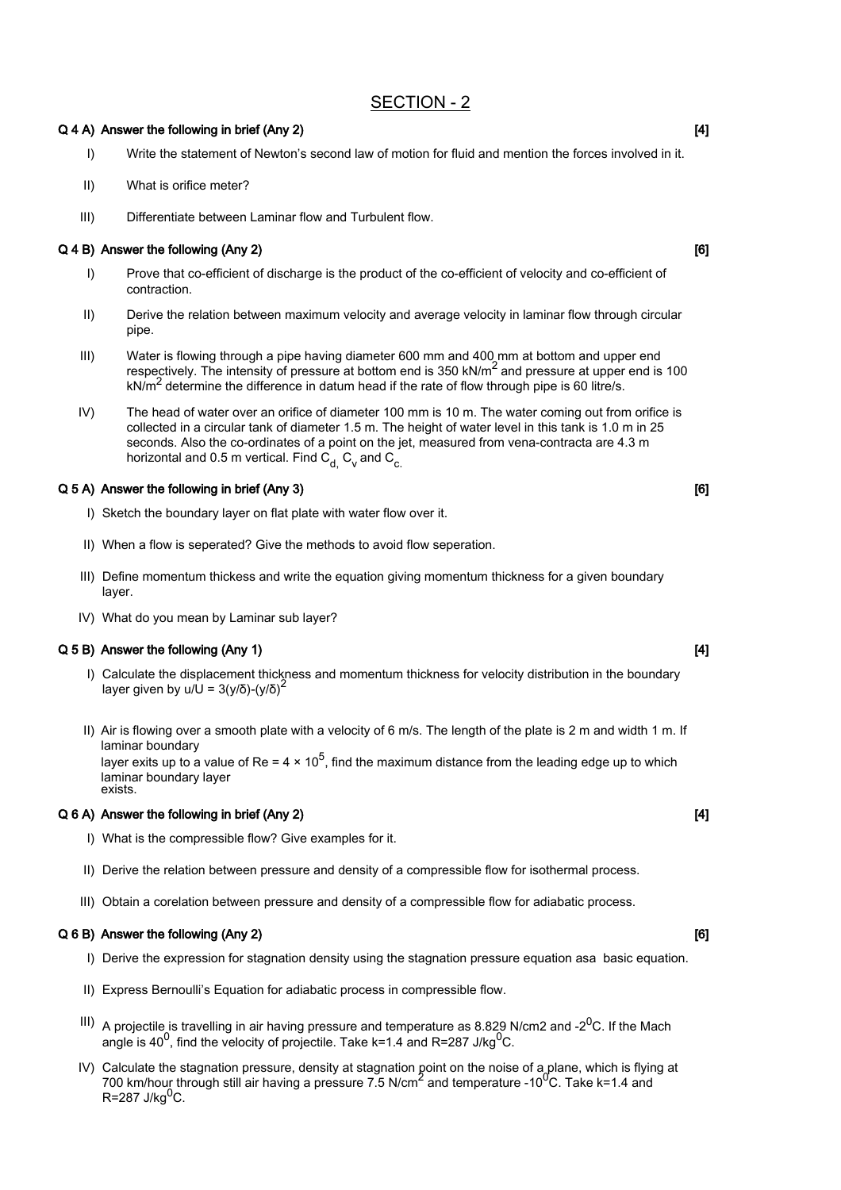## SECTION - 2

**Q 4 A) Answer the following in brief (Any 2)** **[4]**

I) Write the statement of Newton's second law of motion for fluid and mention the forces involved in it.

II) What is orifice meter?

III) Differentiate between Laminar flow and Turbulent flow.

**Q 4 B) Answer the following (Any 2)** **[6]**

I) Prove that co-efficient of discharge is the product of the co-efficient of velocity and co-efficient of contraction.

II) Derive the relation between maximum velocity and average velocity in laminar flow through circular pipe.

III) Water is flowing through a pipe having diameter 600 mm and 400 mm at bottom and upper end respectively. The intensity of pressure at bottom end is 350 $kN/m^2$ and pressure at upper end is 100 $kN/m^2$ determine the difference in datum head if the rate of flow through pipe is 60 litre/s.

IV) The head of water over an orifice of diameter 100 mm is 10 m. The water coming out from orifice is collected in a circular tank of diameter 1.5 m. The height of water level in this tank is 1.0 m in 25 seconds. Also the co-ordinates of a point on the jet, measured from vena-contracta are 4.3 m horizontal and 0.5 m vertical. Find $C_d$, $C_v$ and $C_c$.

**Q 5 A) Answer the following in brief (Any 3)** **[6]**

I) Sketch the boundary layer on flat plate with water flow over it.

II) When a flow is seperated? Give the methods to avoid flow seperation.

III) Define momentum thickess and write the equation giving momentum thickness for a given boundary layer.

IV) What do you mean by Laminar sub layer?

**Q 5 B) Answer the following (Any 1)** **[4]**

I) Calculate the displacement thickness and momentum thickness for velocity distribution in the boundary layer given by $u/U = 3(y/\delta)-(y/\delta)^2$

II) Air is flowing over a smooth plate with a velocity of 6 m/s. The length of the plate is 2 m and width 1 m. If laminar boundary
layer exits up to a value of $Re = 4 \times 10^5$, find the maximum distance from the leading edge up to which laminar boundary layer
exists.

**Q 6 A) Answer the following in brief (Any 2)** **[4]**

I) What is the compressible flow? Give examples for it.

II) Derive the relation between pressure and density of a compressible flow for isothermal process.

III) Obtain a corelation between pressure and density of a compressible flow for adiabatic process.

**Q 6 B) Answer the following (Any 2)** **[6]**

I) Derive the expression for stagnation density using the stagnation pressure equation asa basic equation.

II) Express Bernoulli's Equation for adiabatic process in compressible flow.

III) A projectile is travelling in air having pressure and temperature as 8.829 N/cm2 and $-2^0C$. If the Mach angle is $40^0$, find the velocity of projectile. Take k=1.4 and R=287 $J/kg^0C$.

IV) Calculate the stagnation pressure, density at stagnation point on the noise of a plane, which is flying at 700 km/hour through still air having a pressure 7.5 $N/cm^2$ and temperature $-10^0C$. Take k=1.4 and R=287 $J/kg^0C$.